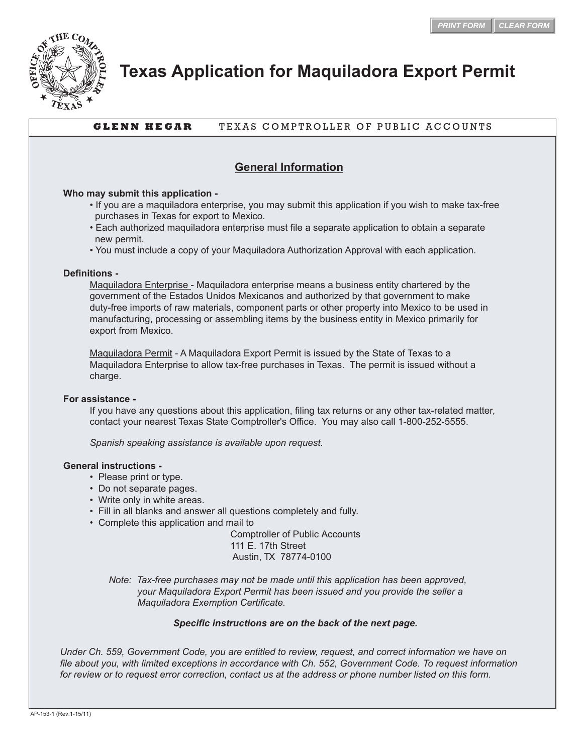# Texas Application for Maquiladora Export Permit

**GLENN HEGAR** TEXAS COMPTROLLER OF PUBLIC ACCOUNTS

## General Information

**Who may submit this application -**

- If you are a maquiladora enterprise, you may submit this application if you wish to make tax-free purchases in Texas for export to Mexico.
- Each authorized maquiladora enterprise must file a separate application to obtain a separate new permit.
- You must include a copy of your Maquiladora Authorization Approval with each application.

**Definitions -**

Maquiladora Enterprise - Maquiladora enterprise means a business entity chartered by the government of the Estados Unidos Mexicanos and authorized by that government to make duty-free imports of raw materials, component parts or other property into Mexico to be used in manufacturing, processing or assembling items by the business entity in Mexico primarily for export from Mexico.

Maquiladora Permit - A Maquiladora Export Permit is issued by the State of Texas to a Maquiladora Enterprise to allow tax-free purchases in Texas. The permit is issued without a charge.

**For assistance -**

If you have any questions about this application, filing tax returns or any other tax-related matter, contact your nearest Texas State Comptroller's Office. You may also call 1-800-252-5555.

*Spanish speaking assistance is available upon request.*

**General instructions -**

- Please print or type.
- Do not separate pages.
- Write only in white areas.
- Fill in all blanks and answer all questions completely and fully.
- Complete this application and mail to

Comptroller of Public Accounts
111 E. 17th Street
Austin, TX 78774-0100

*Note: Tax-free purchases may not be made until this application has been approved, your Maquiladora Export Permit has been issued and you provide the seller a Maquiladora Exemption Certificate.*

***Specific instructions are on the back of the next page.***

*Under Ch. 559, Government Code, you are entitled to review, request, and correct information we have on file about you, with limited exceptions in accordance with Ch. 552, Government Code. To request information for review or to request error correction, contact us at the address or phone number listed on this form.*

AP-153-1 (Rev.1-15/11)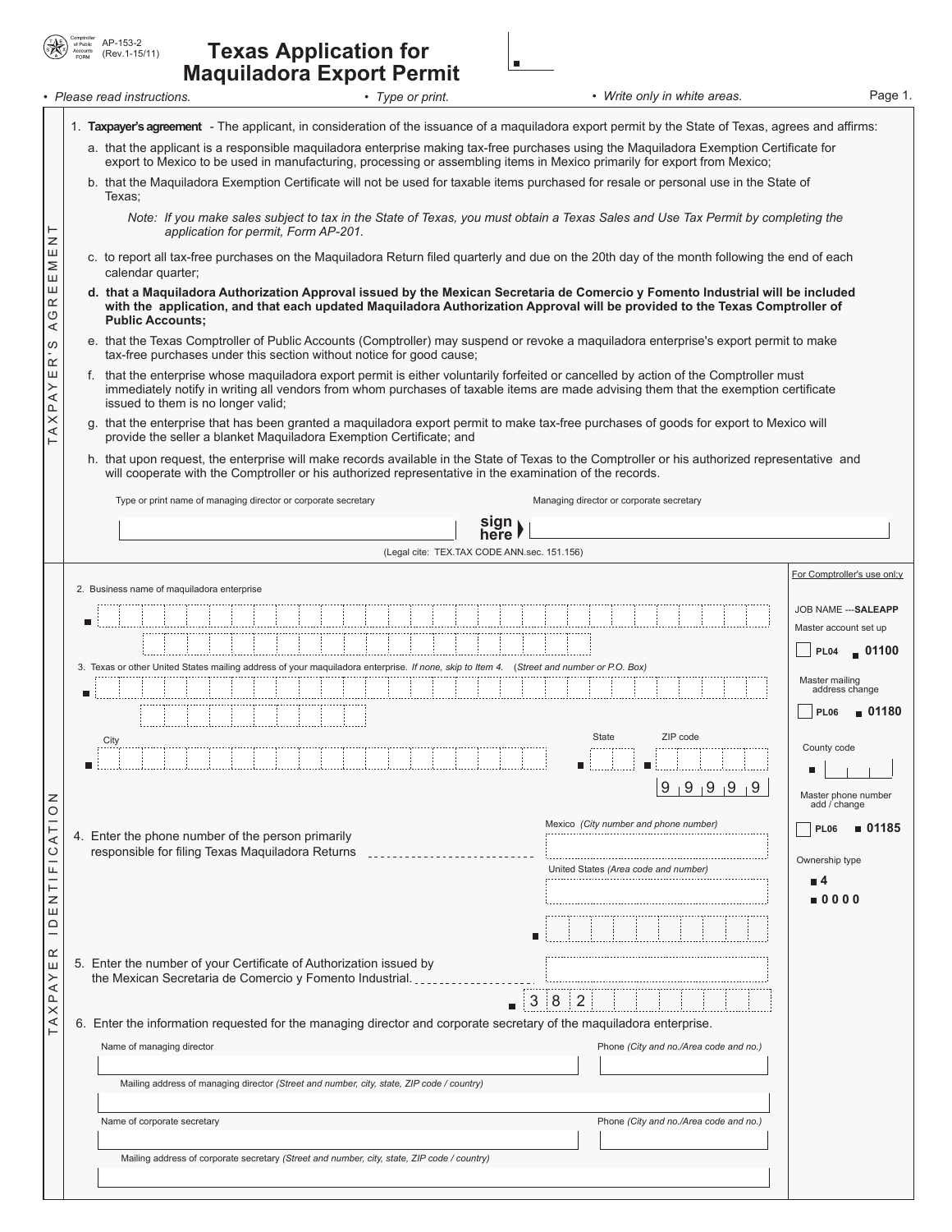AP-153-2
(Rev.1-15/11)

# Texas Application for Maquiladora Export Permit

• *Please read instructions.* • *Type or print.* • *Write only in white areas.* Page 1.

## TAXPAYER'S AGREEMENT

1. **Taxpayer's agreement** - The applicant, in consideration of the issuance of a maquiladora export permit by the State of Texas, agrees and affirms:

   a. that the applicant is a responsible maquiladora enterprise making tax-free purchases using the Maquiladora Exemption Certificate for export to Mexico to be used in manufacturing, processing or assembling items in Mexico primarily for export from Mexico;

   b. that the Maquiladora Exemption Certificate will not be used for taxable items purchased for resale or personal use in the State of Texas;

   *Note: If you make sales subject to tax in the State of Texas, you must obtain a Texas Sales and Use Tax Permit by completing the application for permit, Form AP-201.*

   c. to report all tax-free purchases on the Maquiladora Return filed quarterly and due on the 20th day of the month following the end of each calendar quarter;

   **d. that a Maquiladora Authorization Approval issued by the Mexican Secretaria de Comercio y Fomento Industrial will be included with the application, and that each updated Maquiladora Authorization Approval will be provided to the Texas Comptroller of Public Accounts;**

   e. that the Texas Comptroller of Public Accounts (Comptroller) may suspend or revoke a maquiladora enterprise's export permit to make tax-free purchases under this section without notice for good cause;

   f. that the enterprise whose maquiladora export permit is either voluntarily forfeited or cancelled by action of the Comptroller must immediately notify in writing all vendors from whom purchases of taxable items are made advising them that the exemption certificate issued to them is no longer valid;

   g. that the enterprise that has been granted a maquiladora export permit to make tax-free purchases of goods for export to Mexico will provide the seller a blanket Maquiladora Exemption Certificate; and

   h. that upon request, the enterprise will make records available in the State of Texas to the Comptroller or his authorized representative and will cooperate with the Comptroller or his authorized representative in the examination of the records.

Type or print name of managing director or corporate secretary: ______________________

Managing director or corporate secretary: **sign here** ______________________

(Legal cite: TEX.TAX CODE ANN.sec. 151.156)

## TAXPAYER IDENTIFICATION

2. Business name of maquiladora enterprise

3. Texas or other United States mailing address of your maquiladora enterprise. *If none, skip to Item 4.* (*Street and number or P.O. Box*)

   City ______ State ______ ZIP code ______

   9 9 9 9 9

4. Enter the phone number of the person primarily responsible for filing Texas Maquiladora Returns

   Mexico *(City number and phone number)* ______

   United States *(Area code and number)* ______

5. Enter the number of your Certificate of Authorization issued by the Mexican Secretaria de Comercio y Fomento Industrial. ______

   3 8 2

6. Enter the information requested for the managing director and corporate secretary of the maquiladora enterprise.

   Name of managing director ______ Phone *(City and no./Area code and no.)* ______

   Mailing address of managing director *(Street and number, city, state, ZIP code / country)* ______

   Name of corporate secretary ______ Phone *(City and no./Area code and no.)* ______

   Mailing address of corporate secretary *(Street and number, city, state, ZIP code / country)* ______

---

For Comptroller's use onl;y

JOB NAME ---**SALEAPP**

Master account set up
PL04 **01100**

Master mailing address change
PL06 **01180**

County code

Master phone number add / change
PL06 **01185**

Ownership type
**4**
**0 0 0 0**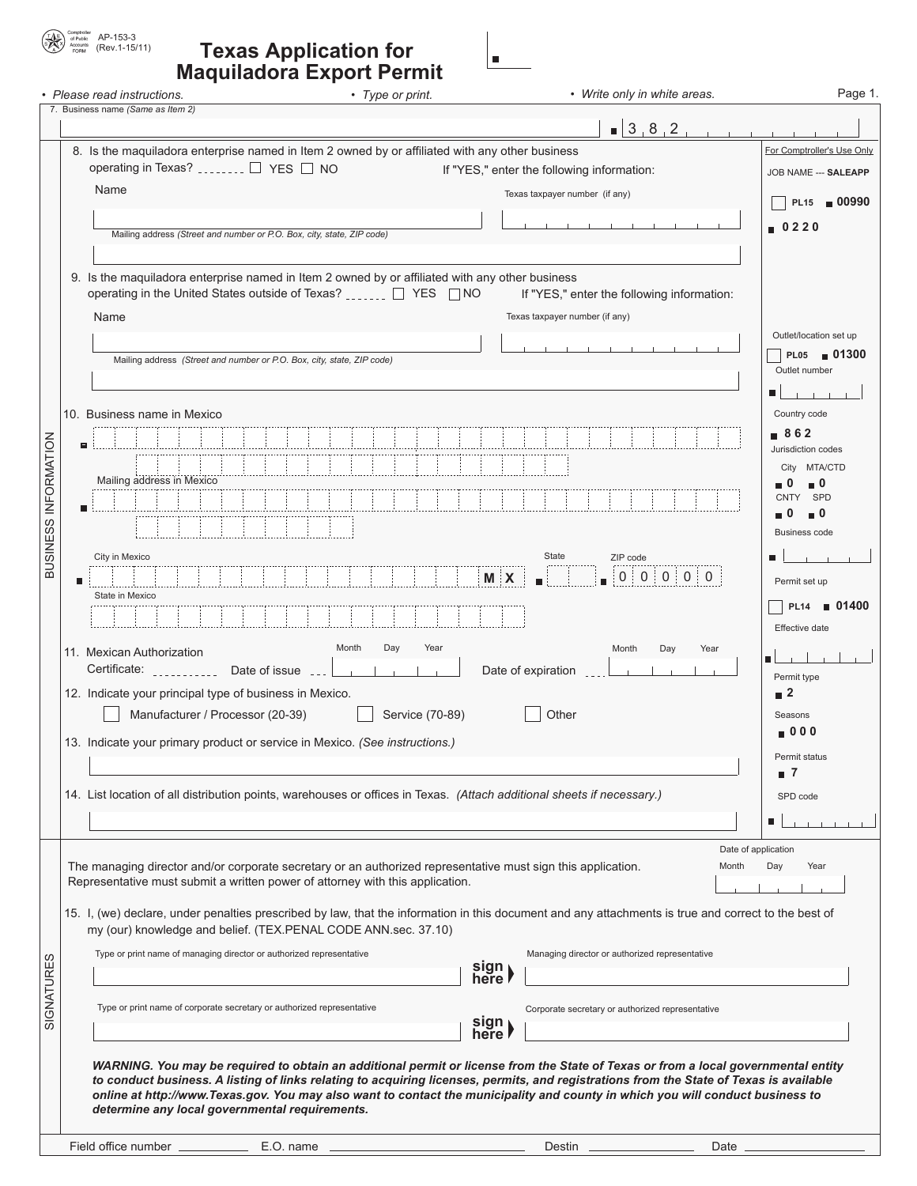AP-153-3
(Rev.1-15/11)

# Texas Application for Maquiladora Export Permit

• *Please read instructions.* • *Type or print.* • *Write only in white areas.* Page 1.

7. Business name *(Same as Item 2)*

■ 3 8 2

## BUSINESS INFORMATION

8. Is the maquiladora enterprise named in Item 2 owned by or affiliated with any other business operating in Texas? ☐ YES ☐ NO If "YES," enter the following information:

Name

Texas taxpayer number (if any)

Mailing address *(Street and number or P.O. Box, city, state, ZIP code)*

9. Is the maquiladora enterprise named in Item 2 owned by or affiliated with any other business operating in the United States outside of Texas? ☐ YES ☐ NO If "YES," enter the following information:

Name

Texas taxpayer number (if any)

Mailing address *(Street and number or P.O. Box, city, state, ZIP code)*

10. Business name in Mexico

Mailing address in Mexico

City in Mexico — M X

State

ZIP code 0 0 0 0 0

State in Mexico

11. Mexican Authorization Certificate: Date of issue (Month Day Year) Date of expiration (Month Day Year)

12. Indicate your principal type of business in Mexico.

☐ Manufacturer / Processor (20-39) ☐ Service (70-89) ☐ Other

13. Indicate your primary product or service in Mexico. *(See instructions.)*

14. List location of all distribution points, warehouses or offices in Texas. *(Attach additional sheets if necessary.)*

**For Comptroller's Use Only**

JOB NAME --- **SALEAPP**

☐ **PL15** ■ **00990**

■ **0220**

Outlet/location set up

☐ **PL05** ■ **01300**

Outlet number

Country code

■ **862**

Jurisdiction codes

City ■ **0** MTA/CTD ■ **0**

CNTY ■ **0** SPD ■ **0**

Business code

Permit set up

☐ **PL14** ■ **01400**

Effective date

Permit type

■ **2**

Seasons

■ **000**

Permit status

■ **7**

SPD code

## SIGNATURES

The managing director and/or corporate secretary or an authorized representative must sign this application. Representative must submit a written power of attorney with this application.

Date of application (Month Day Year)

15. I, (we) declare, under penalties prescribed by law, that the information in this document and any attachments is true and correct to the best of my (our) knowledge and belief. (TEX.PENAL CODE ANN.sec. 37.10)

Type or print name of managing director or authorized representative — **sign here** — Managing director or authorized representative

Type or print name of corporate secretary or authorized representative — **sign here** — Corporate secretary or authorized representative

***WARNING. You may be required to obtain an additional permit or license from the State of Texas or from a local governmental entity to conduct business. A listing of links relating to acquiring licenses, permits, and registrations from the State of Texas is available online at http://www.Texas.gov. You may also want to contact the municipality and county in which you will conduct business to determine any local governmental requirements.***

Field office number ________ E.O. name ________ Destin ________ Date ________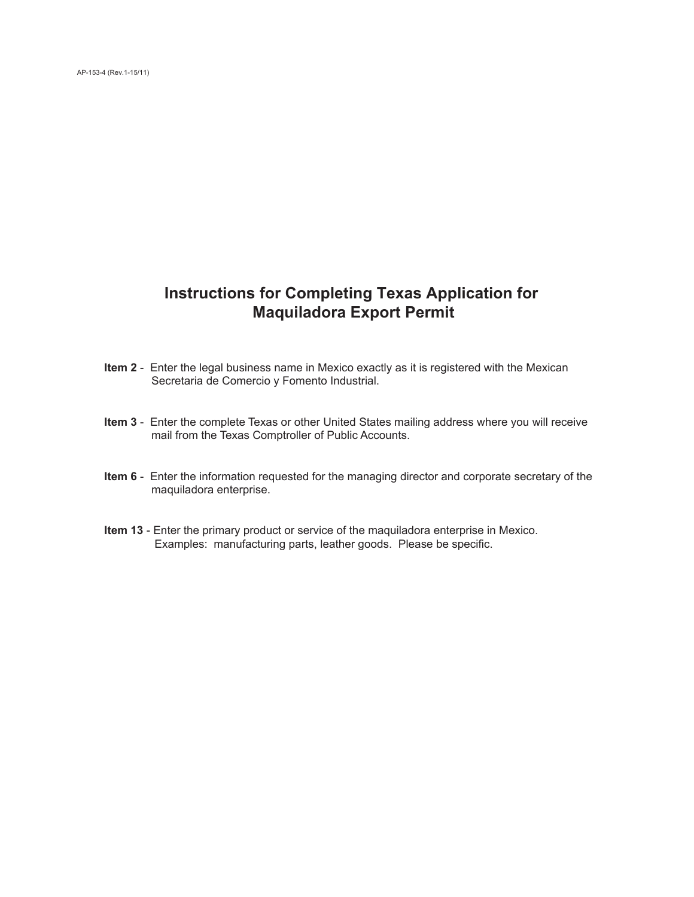# Instructions for Completing Texas Application for Maquiladora Export Permit

**Item 2** - Enter the legal business name in Mexico exactly as it is registered with the Mexican Secretaria de Comercio y Fomento Industrial.

**Item 3** - Enter the complete Texas or other United States mailing address where you will receive mail from the Texas Comptroller of Public Accounts.

**Item 6** - Enter the information requested for the managing director and corporate secretary of the maquiladora enterprise.

**Item 13** - Enter the primary product or service of the maquiladora enterprise in Mexico. Examples: manufacturing parts, leather goods. Please be specific.